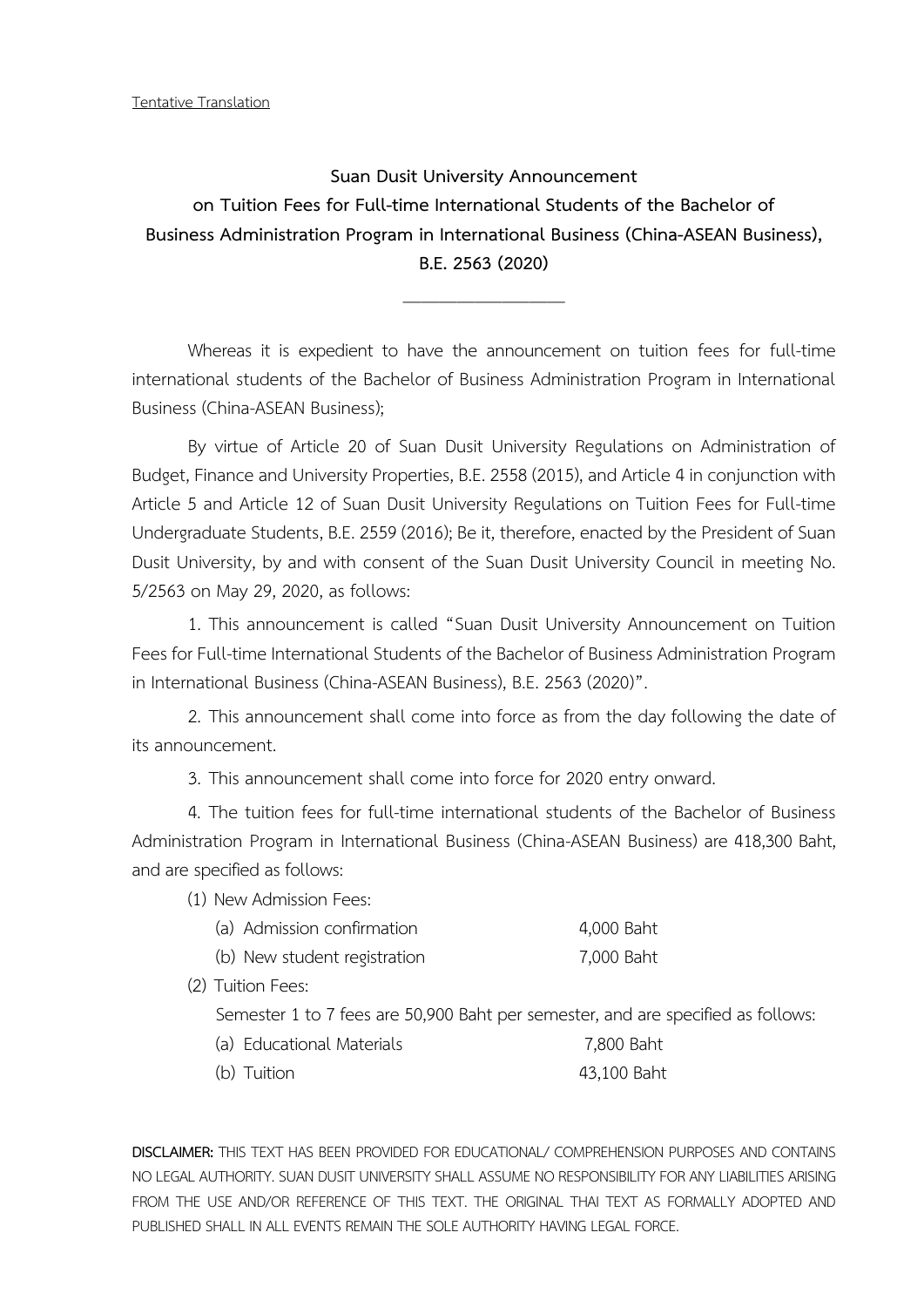Tentative Translation

**Suan Dusit University Announcement**
**on Tuition Fees for Full-time International Students of the Bachelor of Business Administration Program in International Business (China-ASEAN Business), B.E. 2563 (2020)**

---

Whereas it is expedient to have the announcement on tuition fees for full-time international students of the Bachelor of Business Administration Program in International Business (China-ASEAN Business);

By virtue of Article 20 of Suan Dusit University Regulations on Administration of Budget, Finance and University Properties, B.E. 2558 (2015), and Article 4 in conjunction with Article 5 and Article 12 of Suan Dusit University Regulations on Tuition Fees for Full-time Undergraduate Students, B.E. 2559 (2016); Be it, therefore, enacted by the President of Suan Dusit University, by and with consent of the Suan Dusit University Council in meeting No. 5/2563 on May 29, 2020, as follows:

1. This announcement is called "Suan Dusit University Announcement on Tuition Fees for Full-time International Students of the Bachelor of Business Administration Program in International Business (China-ASEAN Business), B.E. 2563 (2020)".

2. This announcement shall come into force as from the day following the date of its announcement.

3. This announcement shall come into force for 2020 entry onward.

4. The tuition fees for full-time international students of the Bachelor of Business Administration Program in International Business (China-ASEAN Business) are 418,300 Baht, and are specified as follows:

   (1) New Admission Fees:
   - (a) Admission confirmation 4,000 Baht
   - (b) New student registration 7,000 Baht

   (2) Tuition Fees:

   Semester 1 to 7 fees are 50,900 Baht per semester, and are specified as follows:
   - (a) Educational Materials 7,800 Baht
   - (b) Tuition 43,100 Baht

**DISCLAIMER:** THIS TEXT HAS BEEN PROVIDED FOR EDUCATIONAL/ COMPREHENSION PURPOSES AND CONTAINS NO LEGAL AUTHORITY. SUAN DUSIT UNIVERSITY SHALL ASSUME NO RESPONSIBILITY FOR ANY LIABILITIES ARISING FROM THE USE AND/OR REFERENCE OF THIS TEXT. THE ORIGINAL THAI TEXT AS FORMALLY ADOPTED AND PUBLISHED SHALL IN ALL EVENTS REMAIN THE SOLE AUTHORITY HAVING LEGAL FORCE.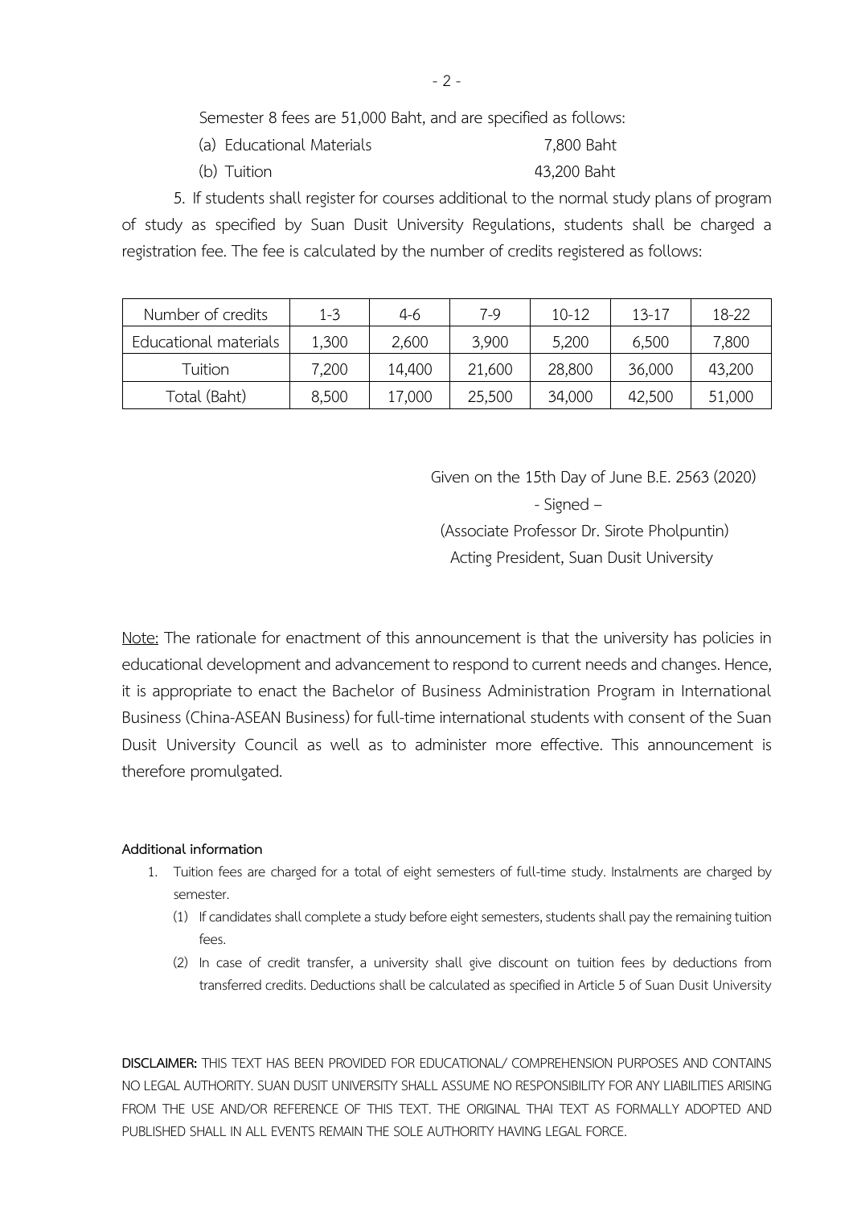Semester 8 fees are 51,000 Baht, and are specified as follows:

(a) Educational Materials 7,800 Baht

(b) Tuition 43,200 Baht

5. If students shall register for courses additional to the normal study plans of program of study as specified by Suan Dusit University Regulations, students shall be charged a registration fee. The fee is calculated by the number of credits registered as follows:

| Number of credits | 1-3 | 4-6 | 7-9 | 10-12 | 13-17 | 18-22 |
|---|---|---|---|---|---|---|
| Educational materials | 1,300 | 2,600 | 3,900 | 5,200 | 6,500 | 7,800 |
| Tuition | 7,200 | 14,400 | 21,600 | 28,800 | 36,000 | 43,200 |
| Total (Baht) | 8,500 | 17,000 | 25,500 | 34,000 | 42,500 | 51,000 |

Given on the 15th Day of June B.E. 2563 (2020)

\- Signed –

(Associate Professor Dr. Sirote Pholpuntin)

Acting President, Suan Dusit University

Note: The rationale for enactment of this announcement is that the university has policies in educational development and advancement to respond to current needs and changes. Hence, it is appropriate to enact the Bachelor of Business Administration Program in International Business (China-ASEAN Business) for full-time international students with consent of the Suan Dusit University Council as well as to administer more effective. This announcement is therefore promulgated.

**Additional information**

1. Tuition fees are charged for a total of eight semesters of full-time study. Instalments are charged by semester.
   (1) If candidates shall complete a study before eight semesters, students shall pay the remaining tuition fees.
   (2) In case of credit transfer, a university shall give discount on tuition fees by deductions from transferred credits. Deductions shall be calculated as specified in Article 5 of Suan Dusit University

**DISCLAIMER:** THIS TEXT HAS BEEN PROVIDED FOR EDUCATIONAL/ COMPREHENSION PURPOSES AND CONTAINS NO LEGAL AUTHORITY. SUAN DUSIT UNIVERSITY SHALL ASSUME NO RESPONSIBILITY FOR ANY LIABILITIES ARISING FROM THE USE AND/OR REFERENCE OF THIS TEXT. THE ORIGINAL THAI TEXT AS FORMALLY ADOPTED AND PUBLISHED SHALL IN ALL EVENTS REMAIN THE SOLE AUTHORITY HAVING LEGAL FORCE.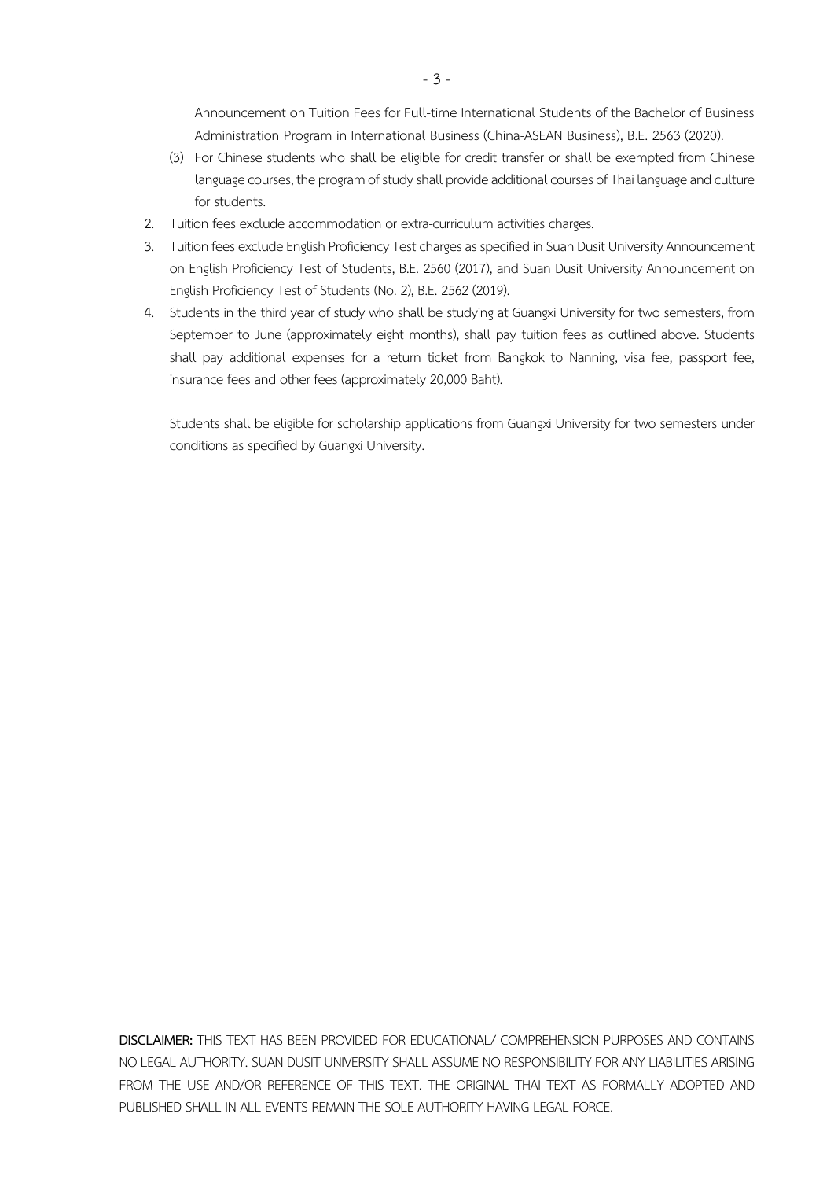Announcement on Tuition Fees for Full-time International Students of the Bachelor of Business Administration Program in International Business (China-ASEAN Business), B.E. 2563 (2020).

(3) For Chinese students who shall be eligible for credit transfer or shall be exempted from Chinese language courses, the program of study shall provide additional courses of Thai language and culture for students.

2. Tuition fees exclude accommodation or extra-curriculum activities charges.
3. Tuition fees exclude English Proficiency Test charges as specified in Suan Dusit University Announcement on English Proficiency Test of Students, B.E. 2560 (2017), and Suan Dusit University Announcement on English Proficiency Test of Students (No. 2), B.E. 2562 (2019).
4. Students in the third year of study who shall be studying at Guangxi University for two semesters, from September to June (approximately eight months), shall pay tuition fees as outlined above. Students shall pay additional expenses for a return ticket from Bangkok to Nanning, visa fee, passport fee, insurance fees and other fees (approximately 20,000 Baht).

Students shall be eligible for scholarship applications from Guangxi University for two semesters under conditions as specified by Guangxi University.

**DISCLAIMER:** THIS TEXT HAS BEEN PROVIDED FOR EDUCATIONAL/ COMPREHENSION PURPOSES AND CONTAINS NO LEGAL AUTHORITY. SUAN DUSIT UNIVERSITY SHALL ASSUME NO RESPONSIBILITY FOR ANY LIABILITIES ARISING FROM THE USE AND/OR REFERENCE OF THIS TEXT. THE ORIGINAL THAI TEXT AS FORMALLY ADOPTED AND PUBLISHED SHALL IN ALL EVENTS REMAIN THE SOLE AUTHORITY HAVING LEGAL FORCE.